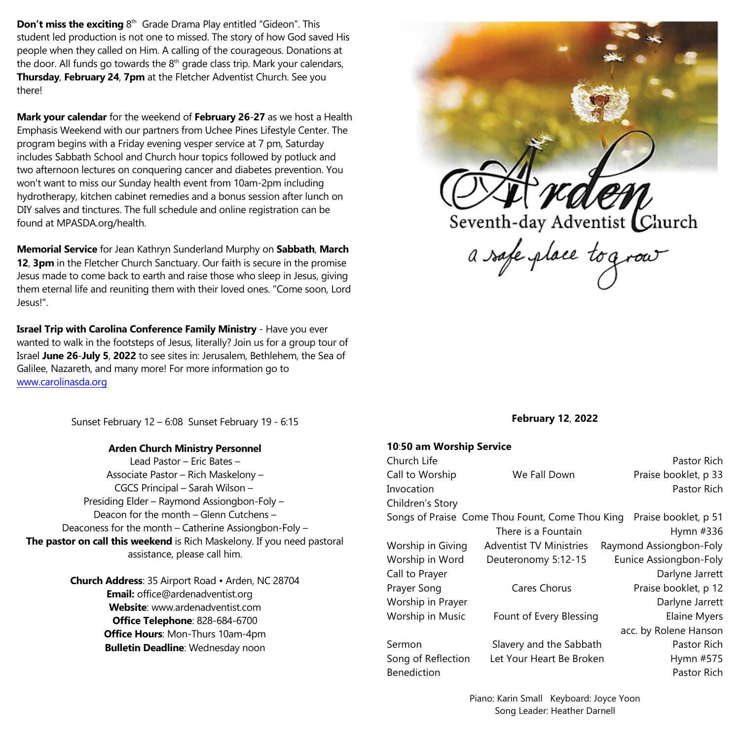**Don't miss the exciting** 8th Grade Drama Play entitled "Gideon". This student led production is not one to missed. The story of how God saved His people when they called on Him. A calling of the courageous. Donations at the door. All funds go towards the 8th grade class trip. Mark your calendars, **Thursday**, **February 24**, **7pm** at the Fletcher Adventist Church. See you there!

**Mark your calendar** for the weekend of **February 26-27** as we host a Health Emphasis Weekend with our partners from Uchee Pines Lifestyle Center. The program begins with a Friday evening vesper service at 7 pm, Saturday includes Sabbath School and Church hour topics followed by potluck and two afternoon lectures on conquering cancer and diabetes prevention. You won't want to miss our Sunday health event from 10am-2pm including hydrotherapy, kitchen cabinet remedies and a bonus session after lunch on DIY salves and tinctures. The full schedule and online registration can be found at MPASDA.org/health.

**Memorial Service** for Jean Kathryn Sunderland Murphy on **Sabbath**, **March 12**, **3pm** in the Fletcher Church Sanctuary. Our faith is secure in the promise Jesus made to come back to earth and raise those who sleep in Jesus, giving them eternal life and reuniting them with their loved ones. "Come soon, Lord Jesus!".

**Israel Trip with Carolina Conference Family Ministry** - Have you ever wanted to walk in the footsteps of Jesus, literally? Join us for a group tour of Israel **June 26-July 5**, **2022** to see sites in: Jerusalem, Bethlehem, the Sea of Galilee, Nazareth, and many more! For more information go to www.carolinasda.org

Sunset February 12 – 6:08 Sunset February 19 - 6:15

**Arden Church Ministry Personnel**

Lead Pastor – Eric Bates –
Associate Pastor – Rich Maskelony –
CGCS Principal – Sarah Wilson –
Presiding Elder – Raymond Assiongbon-Foly –
Deacon for the month – Glenn Cutchens –
Deaconess for the month – Catherine Assiongbon-Foly –
**The pastor on call this weekend** is Rich Maskelony. If you need pastoral assistance, please call him.

**Church Address**: 35 Airport Road • Arden, NC 28704
**Email:** office@ardenadventist.org
**Website**: www.ardenadventist.com
**Office Telephone**: 828-684-6700
**Office Hours**: Mon-Thurs 10am-4pm
**Bulletin Deadline**: Wednesday noon

# Arden
## Seventh-day Adventist Church
*a safe place to grow*

**February 12**, **2022**

**10:50 am Worship Service**

| | | |
|---|---|---|
| Church Life | | Pastor Rich |
| Call to Worship | We Fall Down | Praise booklet, p 33 |
| Invocation | | Pastor Rich |
| Children's Story | | |
| Songs of Praise | Come Thou Fount, Come Thou King | Praise booklet, p 51 |
| | There is a Fountain | Hymn #336 |
| Worship in Giving | Adventist TV Ministries | Raymond Assiongbon-Foly |
| Worship in Word | Deuteronomy 5:12-15 | Eunice Assiongbon-Foly |
| Call to Prayer | | Darlyne Jarrett |
| Prayer Song | Cares Chorus | Praise booklet, p 12 |
| Worship in Prayer | | Darlyne Jarrett |
| Worship in Music | Fount of Every Blessing | Elaine Myers |
| | | acc. by Rolene Hanson |
| Sermon | Slavery and the Sabbath | Pastor Rich |
| Song of Reflection | Let Your Heart Be Broken | Hymn #575 |
| Benediction | | Pastor Rich |

Piano: Karin Small Keyboard: Joyce Yoon
Song Leader: Heather Darnell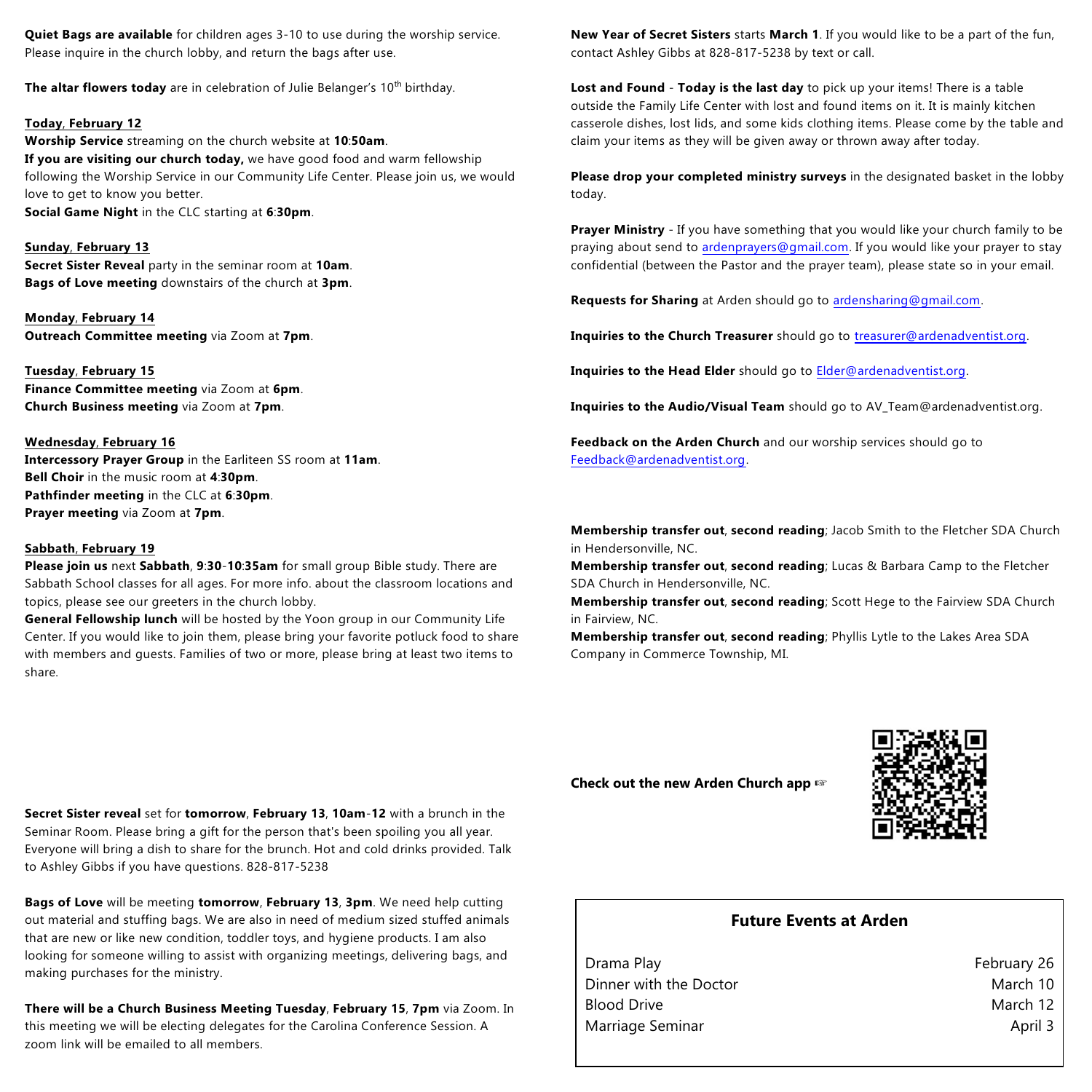**Quiet Bags are available** for children ages 3-10 to use during the worship service. Please inquire in the church lobby, and return the bags after use.

**The altar flowers today** are in celebration of Julie Belanger's 10th birthday.

**Today, February 12**
**Worship Service** streaming on the church website at **10:50am**.
**If you are visiting our church today,** we have good food and warm fellowship following the Worship Service in our Community Life Center. Please join us, we would love to get to know you better.
**Social Game Night** in the CLC starting at **6:30pm**.

**Sunday, February 13**
**Secret Sister Reveal** party in the seminar room at **10am**.
**Bags of Love meeting** downstairs of the church at **3pm**.

**Monday, February 14**
**Outreach Committee meeting** via Zoom at **7pm**.

**Tuesday, February 15**
**Finance Committee meeting** via Zoom at **6pm**.
**Church Business meeting** via Zoom at **7pm**.

**Wednesday, February 16**
**Intercessory Prayer Group** in the Earliteen SS room at **11am**.
**Bell Choir** in the music room at **4:30pm**.
**Pathfinder meeting** in the CLC at **6:30pm**.
**Prayer meeting** via Zoom at **7pm**.

**Sabbath, February 19**
**Please join us** next **Sabbath**, **9:30-10:35am** for small group Bible study. There are Sabbath School classes for all ages. For more info. about the classroom locations and topics, please see our greeters in the church lobby.
**General Fellowship lunch** will be hosted by the Yoon group in our Community Life Center. If you would like to join them, please bring your favorite potluck food to share with members and guests. Families of two or more, please bring at least two items to share.

**Secret Sister reveal** set for **tomorrow**, **February 13**, **10am-12** with a brunch in the Seminar Room. Please bring a gift for the person that's been spoiling you all year. Everyone will bring a dish to share for the brunch. Hot and cold drinks provided. Talk to Ashley Gibbs if you have questions. 828-817-5238

**Bags of Love** will be meeting **tomorrow**, **February 13**, **3pm**. We need help cutting out material and stuffing bags. We are also in need of medium sized stuffed animals that are new or like new condition, toddler toys, and hygiene products. I am also looking for someone willing to assist with organizing meetings, delivering bags, and making purchases for the ministry.

**There will be a Church Business Meeting Tuesday**, **February 15**, **7pm** via Zoom. In this meeting we will be electing delegates for the Carolina Conference Session. A zoom link will be emailed to all members.

**New Year of Secret Sisters** starts **March 1**. If you would like to be a part of the fun, contact Ashley Gibbs at 828-817-5238 by text or call.

**Lost and Found** - **Today is the last day** to pick up your items! There is a table outside the Family Life Center with lost and found items on it. It is mainly kitchen casserole dishes, lost lids, and some kids clothing items. Please come by the table and claim your items as they will be given away or thrown away after today.

**Please drop your completed ministry surveys** in the designated basket in the lobby today.

**Prayer Ministry** - If you have something that you would like your church family to be praying about send to ardenprayers@gmail.com. If you would like your prayer to stay confidential (between the Pastor and the prayer team), please state so in your email.

**Requests for Sharing** at Arden should go to ardensharing@gmail.com.

**Inquiries to the Church Treasurer** should go to treasurer@ardenadventist.org.

**Inquiries to the Head Elder** should go to Elder@ardenadventist.org.

**Inquiries to the Audio/Visual Team** should go to AV_Team@ardenadventist.org.

**Feedback on the Arden Church** and our worship services should go to Feedback@ardenadventist.org.

**Membership transfer out**, **second reading**; Jacob Smith to the Fletcher SDA Church in Hendersonville, NC.
**Membership transfer out**, **second reading**; Lucas & Barbara Camp to the Fletcher SDA Church in Hendersonville, NC.
**Membership transfer out**, **second reading**; Scott Hege to the Fairview SDA Church in Fairview, NC.
**Membership transfer out**, **second reading**; Phyllis Lytle to the Lakes Area SDA Company in Commerce Township, MI.

**Check out the new Arden Church app** ☞

## Future Events at Arden

| | |
|---|---|
| Drama Play | February 26 |
| Dinner with the Doctor | March 10 |
| Blood Drive | March 12 |
| Marriage Seminar | April 3 |